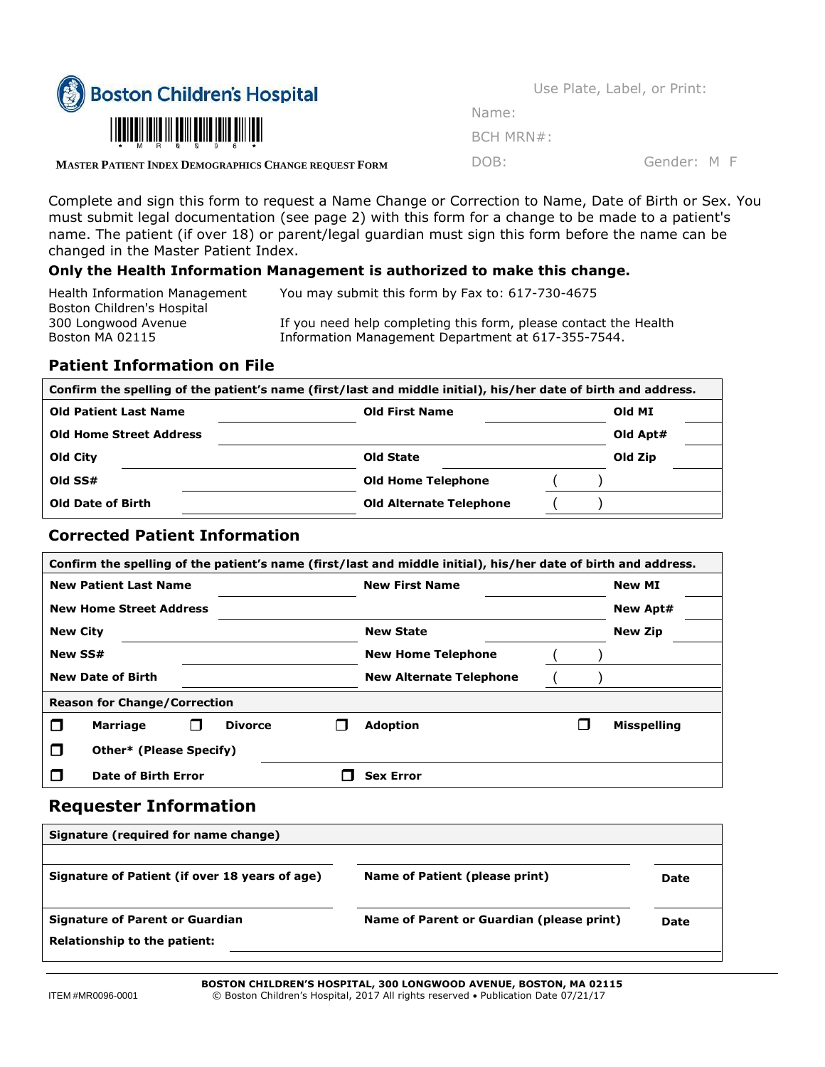Boston Children's Hospital

\* M R 0 0 9 6 \*

**MASTER PATIENT INDEX DEMOGRAPHICS CHANGE REQUEST FORM**

Use Plate, Label, or Print:

Name:

BCH MRN#:

DOB: Gender: M F

Complete and sign this form to request a Name Change or Correction to Name, Date of Birth or Sex. You must submit legal documentation (see page 2) with this form for a change to be made to a patient's name. The patient (if over 18) or parent/legal guardian must sign this form before the name can be changed in the Master Patient Index.

**Only the Health Information Management is authorized to make this change.**

Health Information Management
Boston Children's Hospital
300 Longwood Avenue
Boston MA 02115

You may submit this form by Fax to: 617-730-4675

If you need help completing this form, please contact the Health Information Management Department at 617-355-7544.

## Patient Information on File

| Confirm the spelling of the patient's name (first/last and middle initial), his/her date of birth and address. | | | | | |
|---|---|---|---|---|---|
| **Old Patient Last Name** | | **Old First Name** | | **Old MI** | |
| **Old Home Street Address** | | | | **Old Apt#** | |
| **Old City** | | **Old State** | | **Old Zip** | |
| **Old SS#** | | **Old Home Telephone** | ( ) | | |
| **Old Date of Birth** | | **Old Alternate Telephone** | ( ) | | |

## Corrected Patient Information

| Confirm the spelling of the patient's name (first/last and middle initial), his/her date of birth and address. | | | | | |
|---|---|---|---|---|---|
| **New Patient Last Name** | | **New First Name** | | **New MI** | |
| **New Home Street Address** | | | | **New Apt#** | |
| **New City** | | **New State** | | **New Zip** | |
| **New SS#** | | **New Home Telephone** | ( ) | | |
| **New Date of Birth** | | **New Alternate Telephone** | ( ) | | |

**Reason for Change/Correction**

- ☐ **Marriage** ☐ **Divorce** ☐ **Adoption** ☐ **Misspelling**
- ☐ **Other\* (Please Specify)** \_\_\_\_\_\_\_\_\_\_\_\_\_\_\_\_\_\_\_\_
- ☐ **Date of Birth Error** ☐ **Sex Error**

## Requester Information

| Signature (required for name change) | | |
|---|---|---|
| **Signature of Patient (if over 18 years of age)** | **Name of Patient (please print)** | **Date** |
| **Signature of Parent or Guardian** | **Name of Parent or Guardian (please print)** | **Date** |
| **Relationship to the patient:** | | |

**BOSTON CHILDREN'S HOSPITAL, 300 LONGWOOD AVENUE, BOSTON, MA 02115**

ITEM #MR0096-0001 © Boston Children's Hospital, 2017 All rights reserved • Publication Date 07/21/17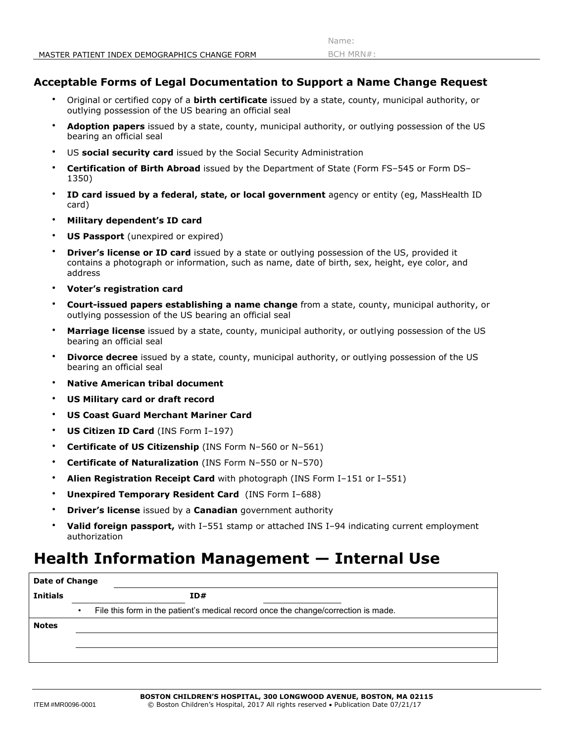## Acceptable Forms of Legal Documentation to Support a Name Change Request

- Original or certified copy of a **birth certificate** issued by a state, county, municipal authority, or outlying possession of the US bearing an official seal
- **Adoption papers** issued by a state, county, municipal authority, or outlying possession of the US bearing an official seal
- US **social security card** issued by the Social Security Administration
- **Certification of Birth Abroad** issued by the Department of State (Form FS–545 or Form DS–1350)
- **ID card issued by a federal, state, or local government** agency or entity (eg, MassHealth ID card)
- **Military dependent's ID card**
- **US Passport** (unexpired or expired)
- **Driver's license or ID card** issued by a state or outlying possession of the US, provided it contains a photograph or information, such as name, date of birth, sex, height, eye color, and address
- **Voter's registration card**
- **Court-issued papers establishing a name change** from a state, county, municipal authority, or outlying possession of the US bearing an official seal
- **Marriage license** issued by a state, county, municipal authority, or outlying possession of the US bearing an official seal
- **Divorce decree** issued by a state, county, municipal authority, or outlying possession of the US bearing an official seal
- **Native American tribal document**
- **US Military card or draft record**
- **US Coast Guard Merchant Mariner Card**
- **US Citizen ID Card** (INS Form I–197)
- **Certificate of US Citizenship** (INS Form N–560 or N–561)
- **Certificate of Naturalization** (INS Form N–550 or N–570)
- **Alien Registration Receipt Card** with photograph (INS Form I–151 or I–551)
- **Unexpired Temporary Resident Card** (INS Form I–688)
- **Driver's license** issued by a **Canadian** government authority
- **Valid foreign passport,** with I–551 stamp or attached INS I–94 indicating current employment authorization

# Health Information Management — Internal Use

| | | | |
|---|---|---|---|
| **Date of Change** | | | |
| **Initials** | | **ID#** | |
| | • File this form in the patient's medical record once the change/correction is made. | | |
| **Notes** | | | |
| | | | |
| | | | |

ITEM #MR0096-0001

**BOSTON CHILDREN'S HOSPITAL, 300 LONGWOOD AVENUE, BOSTON, MA 02115**
© Boston Children's Hospital, 2017 All rights reserved • Publication Date 07/21/17